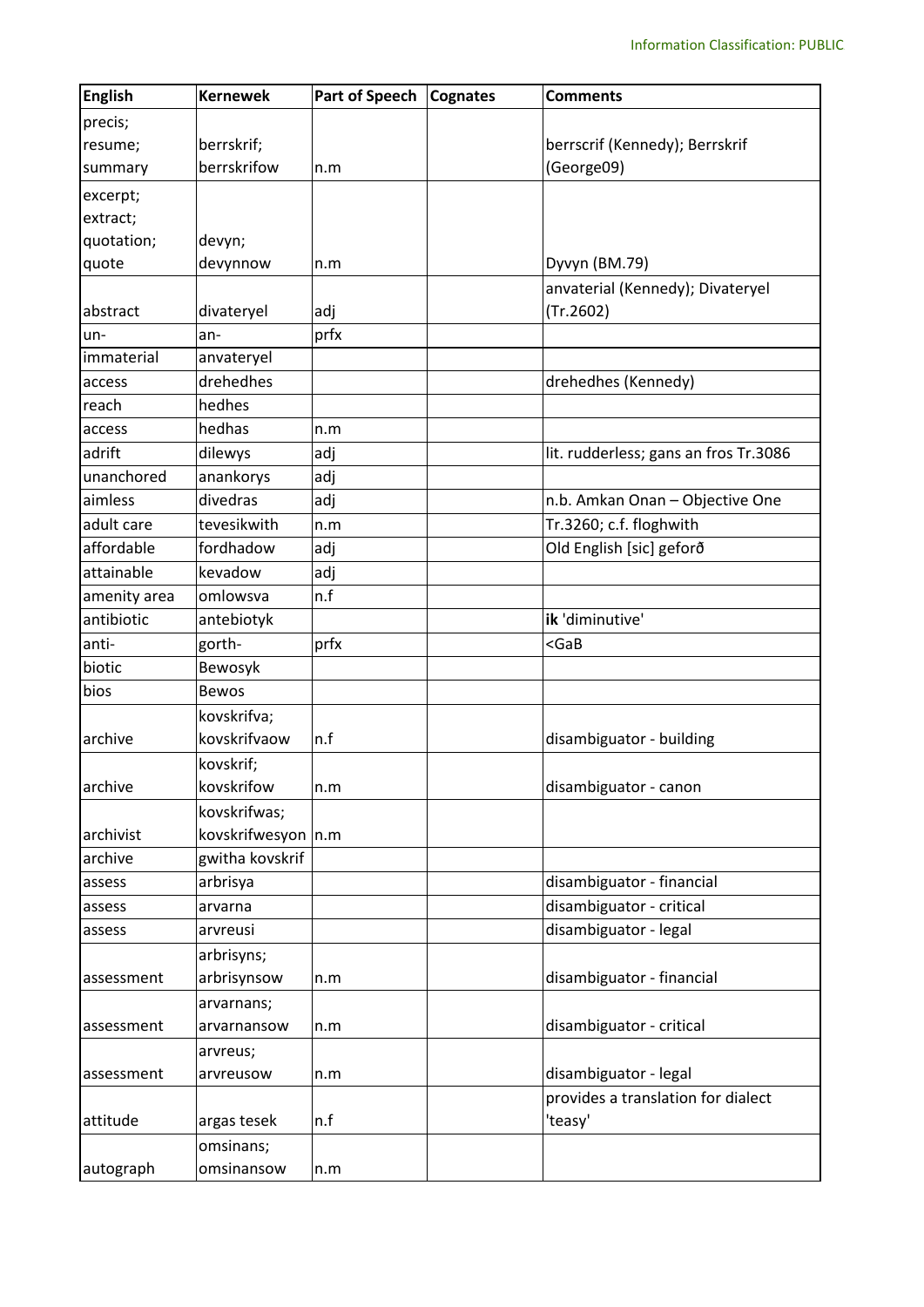| English | Kernewek | Part of Speech | Cognates | Comments |
|---|---|---|---|---|
| precis; resume; summary | berrskrif; berrskrifow | n.m | | berrscrif (Kennedy); Berrskrif (George09) |
| excerpt; extract; quotation; quote | devyn; devynnow | n.m | | Dyvyn (BM.79) |
| abstract | divateryel | adj | | anvaterial (Kennedy); Divateryel (Tr.2602) |
| un- | an- | prfx | | |
| immaterial | anvateryel | | | |
| access | drehedhes | | | drehedhes (Kennedy) |
| reach | hedhes | | | |
| access | hedhas | n.m | | |
| adrift | dilewys | adj | | lit. rudderless; gans an fros Tr.3086 |
| unanchored | anankorys | adj | | |
| aimless | divedras | adj | | n.b. Amkan Onan – Objective One |
| adult care | tevesikwith | n.m | | Tr.3260; c.f. floghwith |
| affordable | fordhadow | adj | | Old English [sic] geforð |
| attainable | kevadow | adj | | |
| amenity area | omlowsva | n.f | | |
| antibiotic | antebiotyk | | | **ik** 'diminutive' |
| anti- | gorth- | prfx | | <GaB |
| biotic | Bewosyk | | | |
| bios | Bewos | | | |
| archive | kovskrifva; kovskrifvaow | n.f | | disambiguator - building |
| archive | kovskrif; kovskrifow | n.m | | disambiguator - canon |
| archivist | kovskrifwas; kovskrifwesyon | n.m | | |
| archive | gwitha kovskrif | | | |
| assess | arbrisya | | | disambiguator - financial |
| assess | arvarna | | | disambiguator - critical |
| assess | arvreusi | | | disambiguator - legal |
| assessment | arbrisyns; arbrisynsow | n.m | | disambiguator - financial |
| assessment | arvarnans; arvarnansow | n.m | | disambiguator - critical |
| assessment | arvreus; arvreusow | n.m | | disambiguator - legal |
| attitude | argas tesek | n.f | | provides a translation for dialect 'teasy' |
| autograph | omsinans; omsinansow | n.m | | |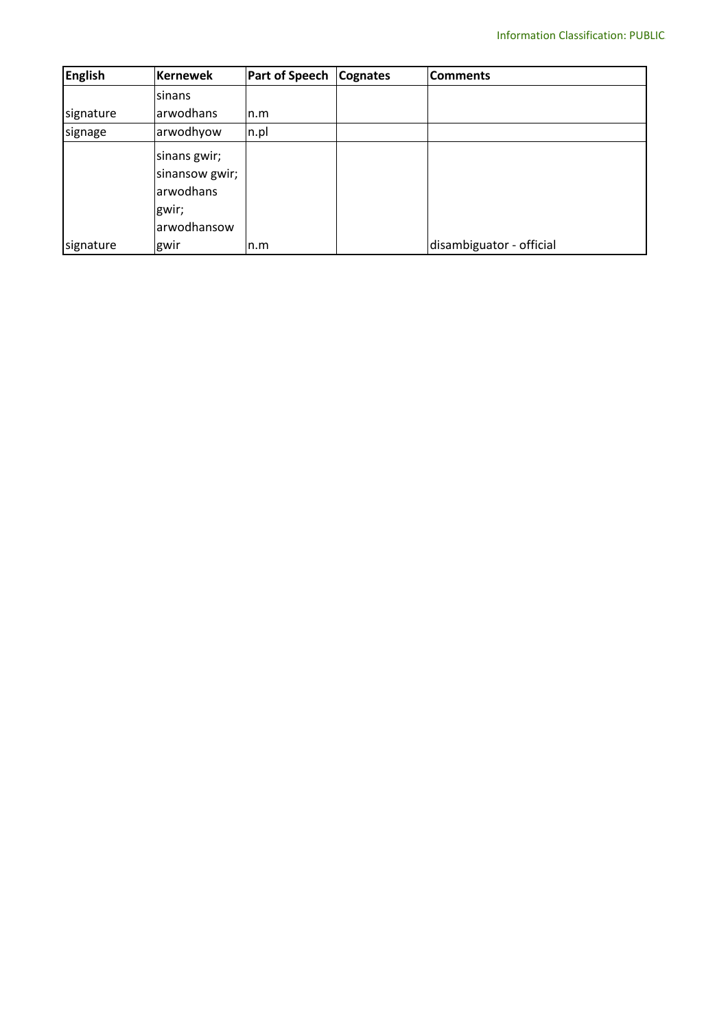| English | Kernewek | Part of Speech | Cognates | Comments |
|---|---|---|---|---|
| signature | sinans arwodhans | n.m | | |
| signage | arwodhyow | n.pl | | |
| signature | sinans gwir; sinansow gwir; arwodhans gwir; arwodhansow gwir | n.m | | disambiguator - official |